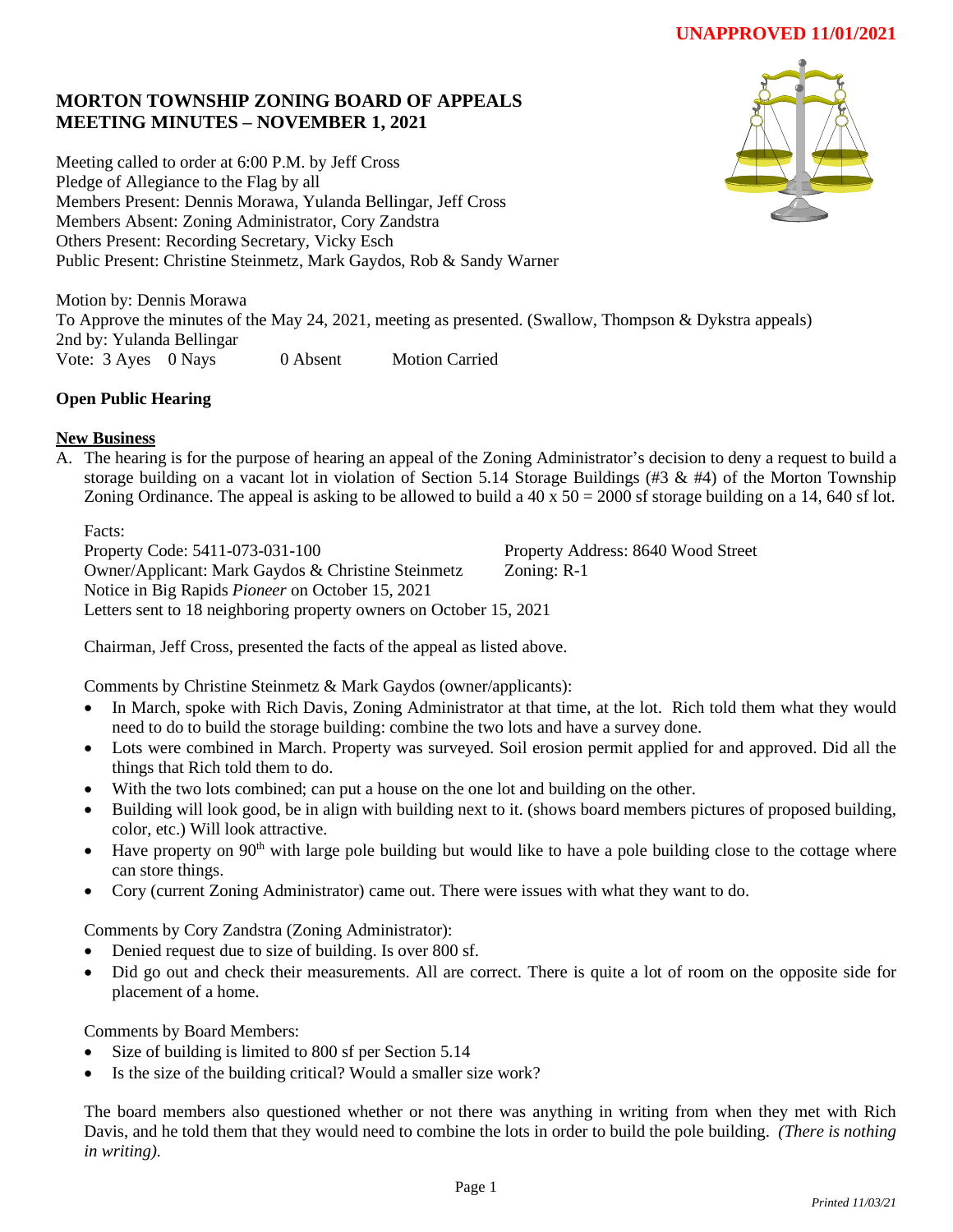**UNAPPROVED 11/01/2021**

# MORTON TOWNSHIP ZONING BOARD OF APPEALS
# MEETING MINUTES – NOVEMBER 1, 2021

Meeting called to order at 6:00 P.M. by Jeff Cross
Pledge of Allegiance to the Flag by all
Members Present: Dennis Morawa, Yulanda Bellingar, Jeff Cross
Members Absent: Zoning Administrator, Cory Zandstra
Others Present: Recording Secretary, Vicky Esch
Public Present: Christine Steinmetz, Mark Gaydos, Rob & Sandy Warner

Motion by: Dennis Morawa
To Approve the minutes of the May 24, 2021, meeting as presented. (Swallow, Thompson & Dykstra appeals)
2nd by: Yulanda Bellingar
Vote: 3 Ayes 0 Nays 0 Absent Motion Carried

**Open Public Hearing**

**New Business**

A. The hearing is for the purpose of hearing an appeal of the Zoning Administrator's decision to deny a request to build a storage building on a vacant lot in violation of Section 5.14 Storage Buildings (#3 & #4) of the Morton Township Zoning Ordinance. The appeal is asking to be allowed to build a 40 x 50 = 2000 sf storage building on a 14, 640 sf lot.

Facts:
Property Code: 5411-073-031-100 Property Address: 8640 Wood Street
Owner/Applicant: Mark Gaydos & Christine Steinmetz Zoning: R-1
Notice in Big Rapids *Pioneer* on October 15, 2021
Letters sent to 18 neighboring property owners on October 15, 2021

Chairman, Jeff Cross, presented the facts of the appeal as listed above.

Comments by Christine Steinmetz & Mark Gaydos (owner/applicants):

- In March, spoke with Rich Davis, Zoning Administrator at that time, at the lot. Rich told them what they would need to do to build the storage building: combine the two lots and have a survey done.
- Lots were combined in March. Property was surveyed. Soil erosion permit applied for and approved. Did all the things that Rich told them to do.
- With the two lots combined; can put a house on the one lot and building on the other.
- Building will look good, be in align with building next to it. (shows board members pictures of proposed building, color, etc.) Will look attractive.
- Have property on 90th with large pole building but would like to have a pole building close to the cottage where can store things.
- Cory (current Zoning Administrator) came out. There were issues with what they want to do.

Comments by Cory Zandstra (Zoning Administrator):

- Denied request due to size of building. Is over 800 sf.
- Did go out and check their measurements. All are correct. There is quite a lot of room on the opposite side for placement of a home.

Comments by Board Members:

- Size of building is limited to 800 sf per Section 5.14
- Is the size of the building critical? Would a smaller size work?

The board members also questioned whether or not there was anything in writing from when they met with Rich Davis, and he told them that they would need to combine the lots in order to build the pole building. *(There is nothing in writing).*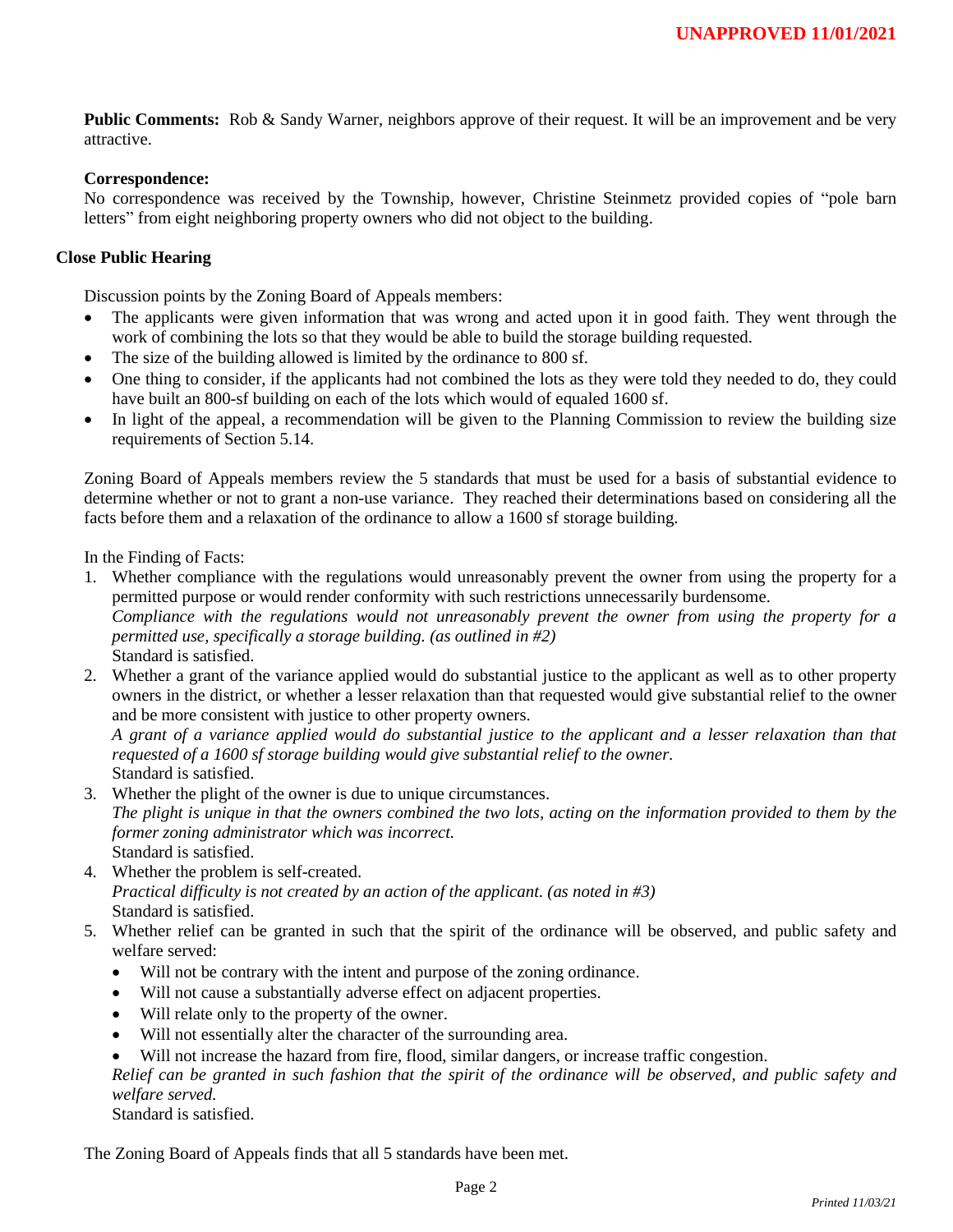**Public Comments:** Rob & Sandy Warner, neighbors approve of their request. It will be an improvement and be very attractive.

**Correspondence:**
No correspondence was received by the Township, however, Christine Steinmetz provided copies of "pole barn letters" from eight neighboring property owners who did not object to the building.

**Close Public Hearing**

Discussion points by the Zoning Board of Appeals members:

- The applicants were given information that was wrong and acted upon it in good faith. They went through the work of combining the lots so that they would be able to build the storage building requested.
- The size of the building allowed is limited by the ordinance to 800 sf.
- One thing to consider, if the applicants had not combined the lots as they were told they needed to do, they could have built an 800-sf building on each of the lots which would of equaled 1600 sf.
- In light of the appeal, a recommendation will be given to the Planning Commission to review the building size requirements of Section 5.14.

Zoning Board of Appeals members review the 5 standards that must be used for a basis of substantial evidence to determine whether or not to grant a non-use variance. They reached their determinations based on considering all the facts before them and a relaxation of the ordinance to allow a 1600 sf storage building.

In the Finding of Facts:

1. Whether compliance with the regulations would unreasonably prevent the owner from using the property for a permitted purpose or would render conformity with such restrictions unnecessarily burdensome.
   *Compliance with the regulations would not unreasonably prevent the owner from using the property for a permitted use, specifically a storage building. (as outlined in #2)*
   Standard is satisfied.
2. Whether a grant of the variance applied would do substantial justice to the applicant as well as to other property owners in the district, or whether a lesser relaxation than that requested would give substantial relief to the owner and be more consistent with justice to other property owners.
   *A grant of a variance applied would do substantial justice to the applicant and a lesser relaxation than that requested of a 1600 sf storage building would give substantial relief to the owner.*
   Standard is satisfied.
3. Whether the plight of the owner is due to unique circumstances.
   *The plight is unique in that the owners combined the two lots, acting on the information provided to them by the former zoning administrator which was incorrect.*
   Standard is satisfied.
4. Whether the problem is self-created.
   *Practical difficulty is not created by an action of the applicant. (as noted in #3)*
   Standard is satisfied.
5. Whether relief can be granted in such that the spirit of the ordinance will be observed, and public safety and welfare served:
   - Will not be contrary with the intent and purpose of the zoning ordinance.
   - Will not cause a substantially adverse effect on adjacent properties.
   - Will relate only to the property of the owner.
   - Will not essentially alter the character of the surrounding area.
   - Will not increase the hazard from fire, flood, similar dangers, or increase traffic congestion.

   *Relief can be granted in such fashion that the spirit of the ordinance will be observed, and public safety and welfare served.*
   Standard is satisfied.

The Zoning Board of Appeals finds that all 5 standards have been met.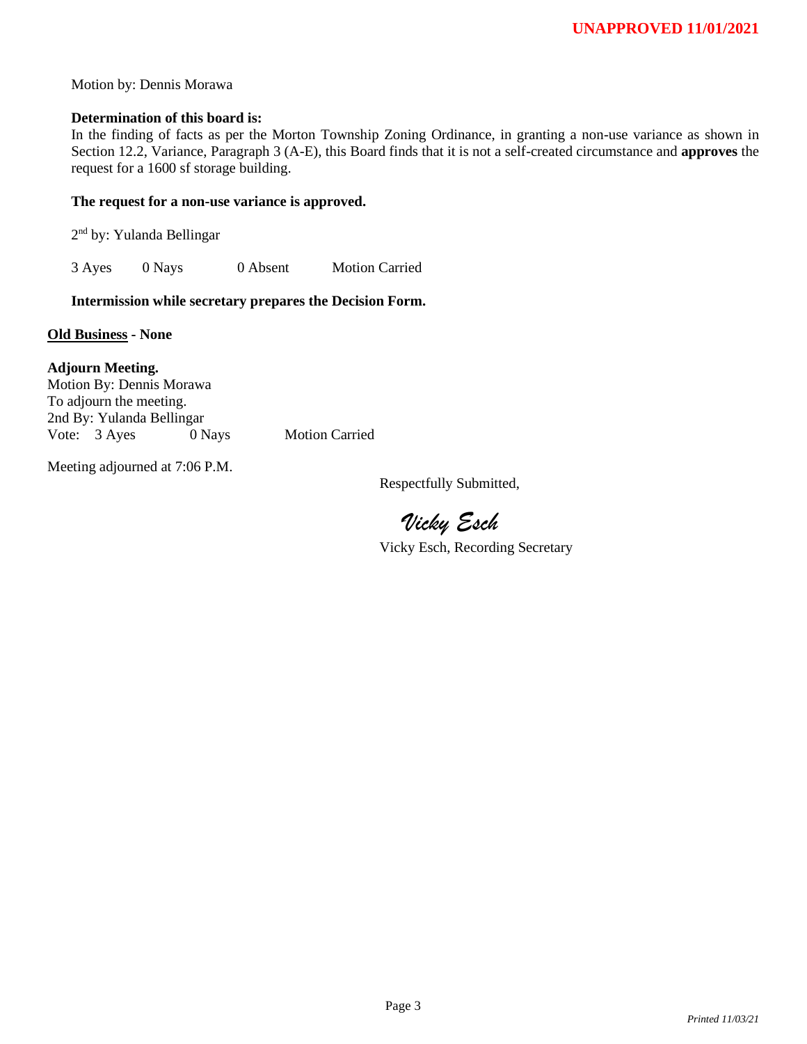**UNAPPROVED 11/01/2021**

Motion by: Dennis Morawa

**Determination of this board is:**
In the finding of facts as per the Morton Township Zoning Ordinance, in granting a non-use variance as shown in Section 12.2, Variance, Paragraph 3 (A-E), this Board finds that it is not a self-created circumstance and **approves** the request for a 1600 sf storage building.

**The request for a non-use variance is approved.**

2nd by: Yulanda Bellingar

3 Ayes  0 Nays  0 Absent  Motion Carried

**Intermission while secretary prepares the Decision Form.**

**Old Business - None**

**Adjourn Meeting.**
Motion By: Dennis Morawa
To adjourn the meeting.
2nd By: Yulanda Bellingar
Vote: 3 Ayes  0 Nays  Motion Carried

Meeting adjourned at 7:06 P.M.

Respectfully Submitted,

*Vicky Esch*

Vicky Esch, Recording Secretary